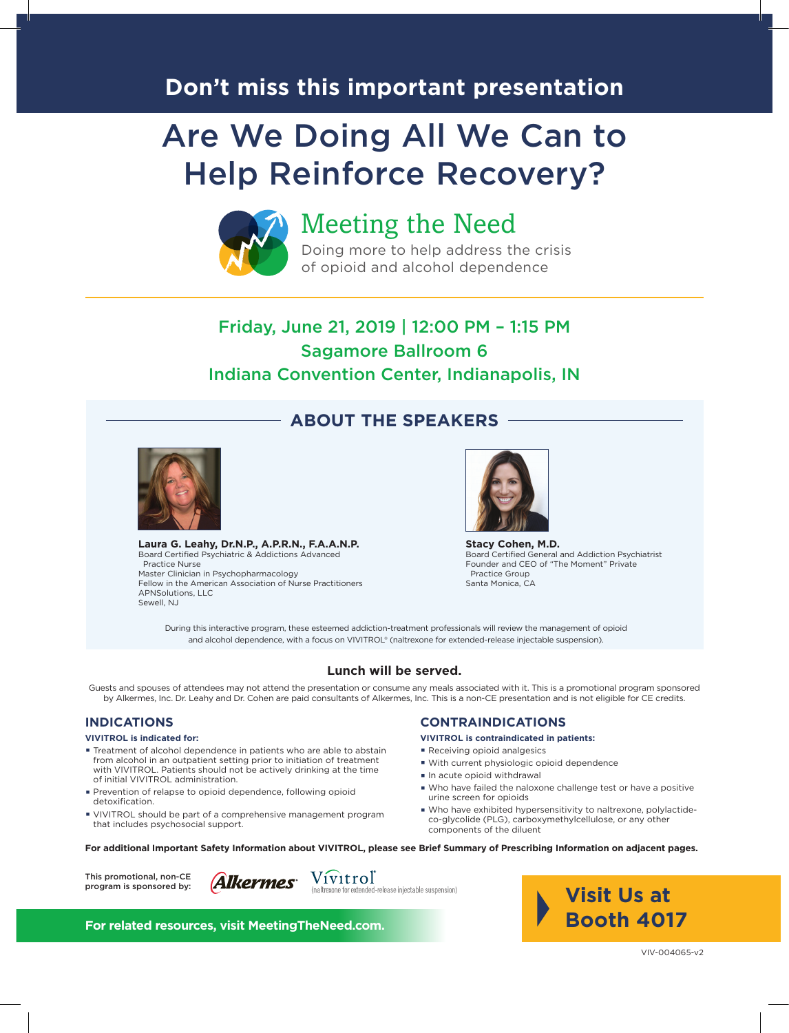# Don't miss this important presentation

# Are We Doing All We Can to Help Reinforce Recovery?

## Meeting the Need

Doing more to help address the crisis of opioid and alcohol dependence

### Friday, June 21, 2019 | 12:00 PM – 1:15 PM
### Sagamore Ballroom 6
### Indiana Convention Center, Indianapolis, IN

## ABOUT THE SPEAKERS

**Laura G. Leahy, Dr.N.P., A.P.R.N., F.A.A.N.P.**
Board Certified Psychiatric & Addictions Advanced Practice Nurse
Master Clinician in Psychopharmacology
Fellow in the American Association of Nurse Practitioners
APNSolutions, LLC
Sewell, NJ

**Stacy Cohen, M.D.**
Board Certified General and Addiction Psychiatrist
Founder and CEO of "The Moment" Private Practice Group
Santa Monica, CA

During this interactive program, these esteemed addiction-treatment professionals will review the management of opioid and alcohol dependence, with a focus on VIVITROL® (naltrexone for extended-release injectable suspension).

**Lunch will be served.**

Guests and spouses of attendees may not attend the presentation or consume any meals associated with it. This is a promotional program sponsored by Alkermes, Inc. Dr. Leahy and Dr. Cohen are paid consultants of Alkermes, Inc. This is a non-CE presentation and is not eligible for CE credits.

## INDICATIONS

**VIVITROL is indicated for:**

- Treatment of alcohol dependence in patients who are able to abstain from alcohol in an outpatient setting prior to initiation of treatment with VIVITROL. Patients should not be actively drinking at the time of initial VIVITROL administration.
- Prevention of relapse to opioid dependence, following opioid detoxification.
- VIVITROL should be part of a comprehensive management program that includes psychosocial support.

## CONTRAINDICATIONS

**VIVITROL is contraindicated in patients:**

- Receiving opioid analgesics
- With current physiologic opioid dependence
- In acute opioid withdrawal
- Who have failed the naloxone challenge test or have a positive urine screen for opioids
- Who have exhibited hypersensitivity to naltrexone, polylactide-co-glycolide (PLG), carboxymethylcellulose, or any other components of the diluent

**For additional Important Safety Information about VIVITROL, please see Brief Summary of Prescribing Information on adjacent pages.**

This promotional, non-CE program is sponsored by: Alkermes · Vivitrol® (naltrexone for extended-release injectable suspension)

**For related resources, visit MeetingTheNeed.com.**

**Visit Us at Booth 4017**

VIV-004065-v2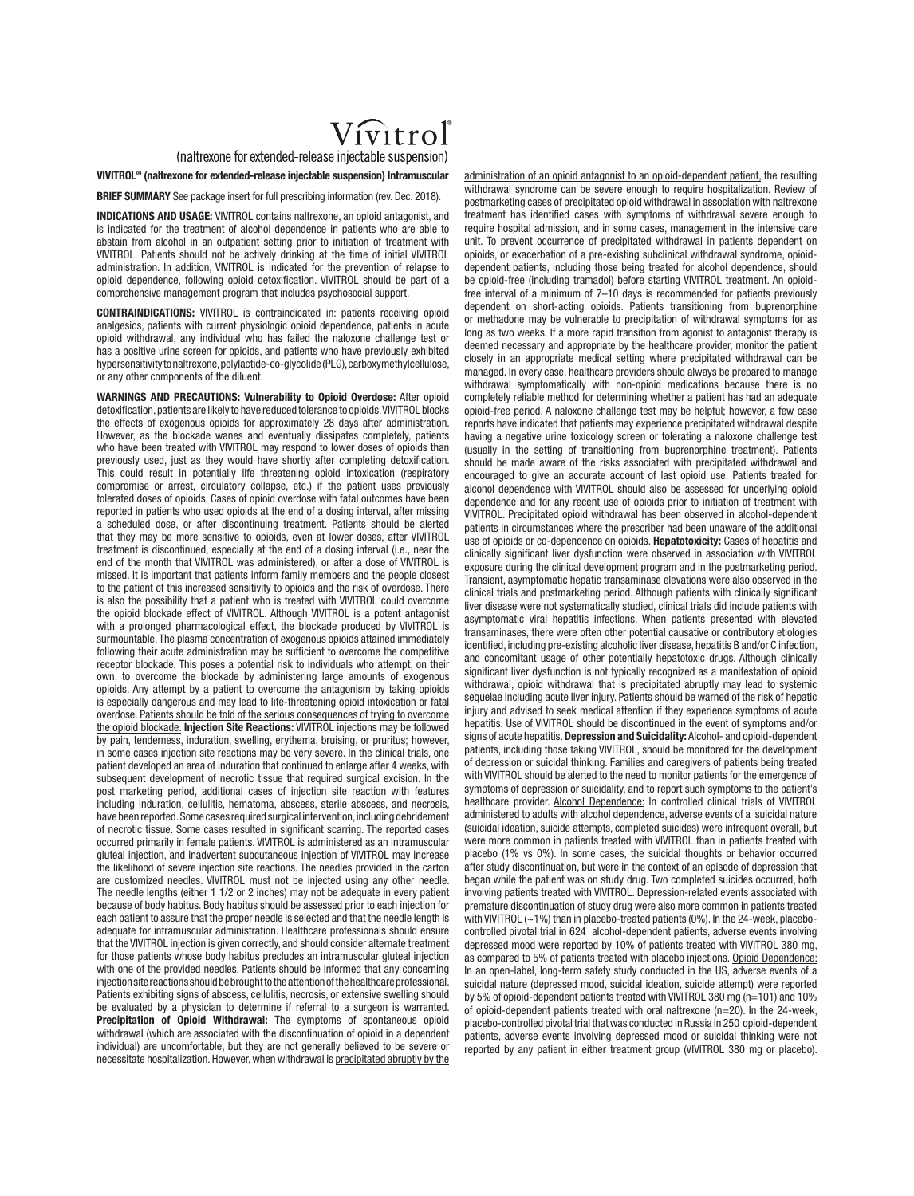# Vivitrol®

(naltrexone for extended-release injectable suspension)

**VIVITROL® (naltrexone for extended-release injectable suspension) Intramuscular**

**BRIEF SUMMARY** See package insert for full prescribing information (rev. Dec. 2018).

**INDICATIONS AND USAGE:** VIVITROL contains naltrexone, an opioid antagonist, and is indicated for the treatment of alcohol dependence in patients who are able to abstain from alcohol in an outpatient setting prior to initiation of treatment with VIVITROL. Patients should not be actively drinking at the time of initial VIVITROL administration. In addition, VIVITROL is indicated for the prevention of relapse to opioid dependence, following opioid detoxification. VIVITROL should be part of a comprehensive management program that includes psychosocial support.

**CONTRAINDICATIONS:** VIVITROL is contraindicated in: patients receiving opioid analgesics, patients with current physiologic opioid dependence, patients in acute opioid withdrawal, any individual who has failed the naloxone challenge test or has a positive urine screen for opioids, and patients who have previously exhibited hypersensitivity to naltrexone, polylactide-co-glycolide (PLG), carboxymethylcellulose, or any other components of the diluent.

**WARNINGS AND PRECAUTIONS: Vulnerability to Opioid Overdose:** After opioid detoxification, patients are likely to have reduced tolerance to opioids. VIVITROL blocks the effects of exogenous opioids for approximately 28 days after administration. However, as the blockade wanes and eventually dissipates completely, patients who have been treated with VIVITROL may respond to lower doses of opioids than previously used, just as they would have shortly after completing detoxification. This could result in potentially life threatening opioid intoxication (respiratory compromise or arrest, circulatory collapse, etc.) if the patient uses previously tolerated doses of opioids. Cases of opioid overdose with fatal outcomes have been reported in patients who used opioids at the end of a dosing interval, after missing a scheduled dose, or after discontinuing treatment. Patients should be alerted that they may be more sensitive to opioids, even at lower doses, after VIVITROL treatment is discontinued, especially at the end of a dosing interval (i.e., near the end of the month that VIVITROL was administered), or after a dose of VIVITROL is missed. It is important that patients inform family members and the people closest to the patient of this increased sensitivity to opioids and the risk of overdose. There is also the possibility that a patient who is treated with VIVITROL could overcome the opioid blockade effect of VIVITROL. Although VIVITROL is a potent antagonist with a prolonged pharmacological effect, the blockade produced by VIVITROL is surmountable. The plasma concentration of exogenous opioids attained immediately following their acute administration may be sufficient to overcome the competitive receptor blockade. This poses a potential risk to individuals who attempt, on their own, to overcome the blockade by administering large amounts of exogenous opioids. Any attempt by a patient to overcome the antagonism by taking opioids is especially dangerous and may lead to life-threatening opioid intoxication or fatal overdose. Patients should be told of the serious consequences of trying to overcome the opioid blockade. **Injection Site Reactions:** VIVITROL injections may be followed by pain, tenderness, induration, swelling, erythema, bruising, or pruritus; however, in some cases injection site reactions may be very severe. In the clinical trials, one patient developed an area of induration that continued to enlarge after 4 weeks, with subsequent development of necrotic tissue that required surgical excision. In the post marketing period, additional cases of injection site reaction with features including induration, cellulitis, hematoma, abscess, sterile abscess, and necrosis, have been reported. Some cases required surgical intervention, including debridement of necrotic tissue. Some cases resulted in significant scarring. The reported cases occurred primarily in female patients. VIVITROL is administered as an intramuscular gluteal injection, and inadvertent subcutaneous injection of VIVITROL may increase the likelihood of severe injection site reactions. The needles provided in the carton are customized needles. VIVITROL must not be injected using any other needle. The needle lengths (either 1 1/2 or 2 inches) may not be adequate in every patient because of body habitus. Body habitus should be assessed prior to each injection for each patient to assure that the proper needle is selected and that the needle length is adequate for intramuscular administration. Healthcare professionals should ensure that the VIVITROL injection is given correctly, and should consider alternate treatment for those patients whose body habitus precludes an intramuscular gluteal injection with one of the provided needles. Patients should be informed that any concerning injection site reactions should be brought to the attention of the healthcare professional. Patients exhibiting signs of abscess, cellulitis, necrosis, or extensive swelling should be evaluated by a physician to determine if referral to a surgeon is warranted. **Precipitation of Opioid Withdrawal:** The symptoms of spontaneous opioid withdrawal (which are associated with the discontinuation of opioid in a dependent individual) are uncomfortable, but they are not generally believed to be severe or necessitate hospitalization. However, when withdrawal is precipitated abruptly by the administration of an opioid antagonist to an opioid-dependent patient, the resulting withdrawal syndrome can be severe enough to require hospitalization. Review of postmarketing cases of precipitated opioid withdrawal in association with naltrexone treatment has identified cases with symptoms of withdrawal severe enough to require hospital admission, and in some cases, management in the intensive care unit. To prevent occurrence of precipitated withdrawal in patients dependent on opioids, or exacerbation of a pre-existing subclinical withdrawal syndrome, opioid-dependent patients, including those being treated for alcohol dependence, should be opioid-free (including tramadol) before starting VIVITROL treatment. An opioid-free interval of a minimum of 7–10 days is recommended for patients previously dependent on short-acting opioids. Patients transitioning from buprenorphine or methadone may be vulnerable to precipitation of withdrawal symptoms for as long as two weeks. If a more rapid transition from agonist to antagonist therapy is deemed necessary and appropriate by the healthcare provider, monitor the patient closely in an appropriate medical setting where precipitated withdrawal can be managed. In every case, healthcare providers should always be prepared to manage withdrawal symptomatically with non-opioid medications because there is no completely reliable method for determining whether a patient has had an adequate opioid-free period. A naloxone challenge test may be helpful; however, a few case reports have indicated that patients may experience precipitated withdrawal despite having a negative urine toxicology screen or tolerating a naloxone challenge test (usually in the setting of transitioning from buprenorphine treatment). Patients should be made aware of the risks associated with precipitated withdrawal and encouraged to give an accurate account of last opioid use. Patients treated for alcohol dependence with VIVITROL should also be assessed for underlying opioid dependence and for any recent use of opioids prior to initiation of treatment with VIVITROL. Precipitated opioid withdrawal has been observed in alcohol-dependent patients in circumstances where the prescriber had been unaware of the additional use of opioids or co-dependence on opioids. **Hepatotoxicity:** Cases of hepatitis and clinically significant liver dysfunction were observed in association with VIVITROL exposure during the clinical development program and in the postmarketing period. Transient, asymptomatic hepatic transaminase elevations were also observed in the clinical trials and postmarketing period. Although patients with clinically significant liver disease were not systematically studied, clinical trials did include patients with asymptomatic viral hepatitis infections. When patients presented with elevated transaminases, there were often other potential causative or contributory etiologies identified, including pre-existing alcoholic liver disease, hepatitis B and/or C infection, and concomitant usage of other potentially hepatotoxic drugs. Although clinically significant liver dysfunction is not typically recognized as a manifestation of opioid withdrawal, opioid withdrawal that is precipitated abruptly may lead to systemic sequelae including acute liver injury. Patients should be warned of the risk of hepatic injury and advised to seek medical attention if they experience symptoms of acute hepatitis. Use of VIVITROL should be discontinued in the event of symptoms and/or signs of acute hepatitis. **Depression and Suicidality:** Alcohol- and opioid-dependent patients, including those taking VIVITROL, should be monitored for the development of depression or suicidal thinking. Families and caregivers of patients being treated with VIVITROL should be alerted to the need to monitor patients for the emergence of symptoms of depression or suicidality, and to report such symptoms to the patient's healthcare provider. Alcohol Dependence: In controlled clinical trials of VIVITROL administered to adults with alcohol dependence, adverse events of a suicidal nature (suicidal ideation, suicide attempts, completed suicides) were infrequent overall, but were more common in patients treated with VIVITROL than in patients treated with placebo (1% vs 0%). In some cases, the suicidal thoughts or behavior occurred after study discontinuation, but were in the context of an episode of depression that began while the patient was on study drug. Two completed suicides occurred, both involving patients treated with VIVITROL. Depression-related events associated with premature discontinuation of study drug were also more common in patients treated with VIVITROL (~1%) than in placebo-treated patients (0%). In the 24-week, placebo-controlled pivotal trial in 624 alcohol-dependent patients, adverse events involving depressed mood were reported by 10% of patients treated with VIVITROL 380 mg, as compared to 5% of patients treated with placebo injections. Opioid Dependence: In an open-label, long-term safety study conducted in the US, adverse events of a suicidal nature (depressed mood, suicidal ideation, suicide attempt) were reported by 5% of opioid-dependent patients treated with VIVITROL 380 mg (n=101) and 10% of opioid-dependent patients treated with oral naltrexone (n=20). In the 24-week, placebo-controlled pivotal trial that was conducted in Russia in 250 opioid-dependent patients, adverse events involving depressed mood or suicidal thinking were not reported by any patient in either treatment group (VIVITROL 380 mg or placebo).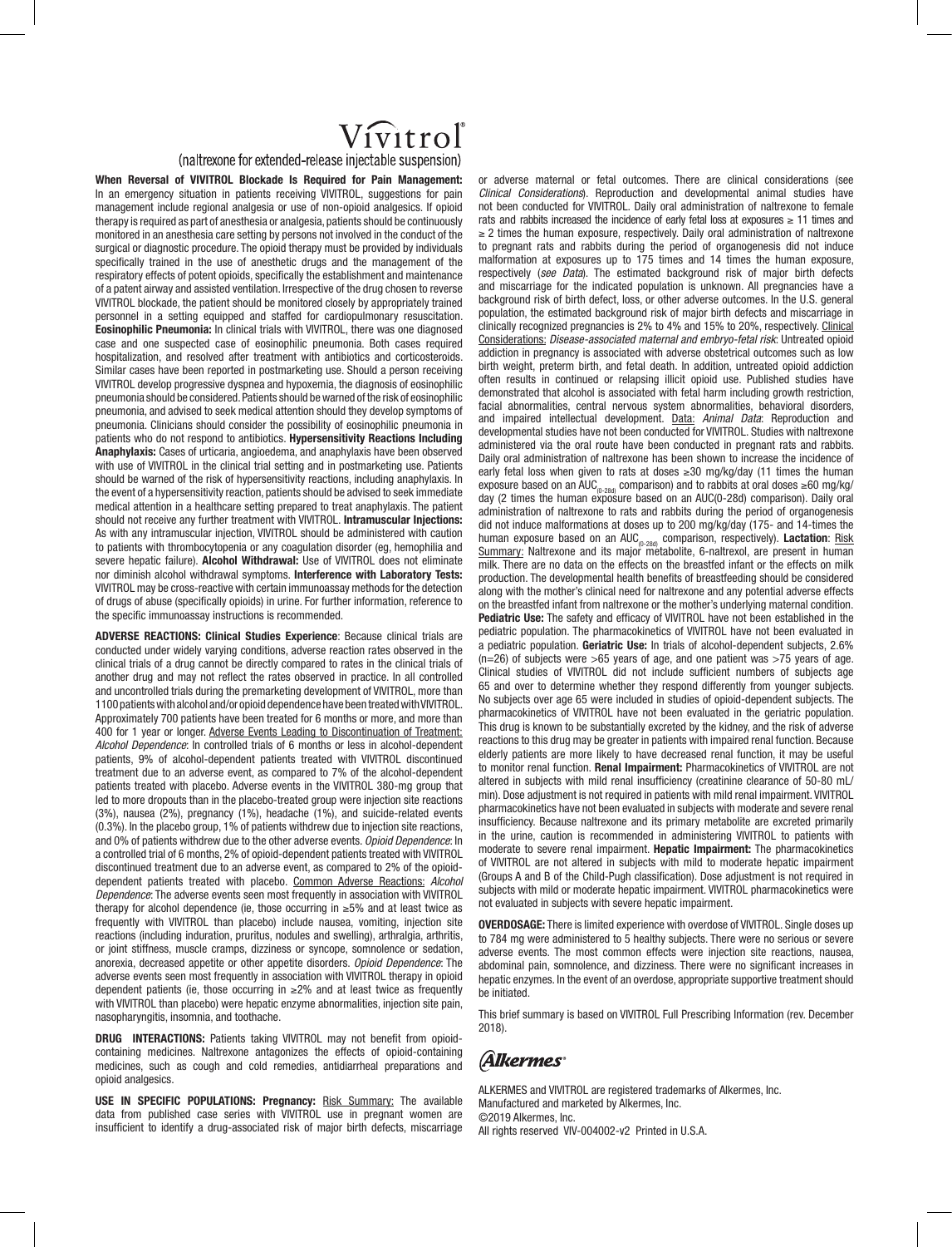# Vivitrol®

(naltrexone for extended-release injectable suspension)

**When Reversal of VIVITROL Blockade Is Required for Pain Management:** In an emergency situation in patients receiving VIVITROL, suggestions for pain management include regional analgesia or use of non-opioid analgesics. If opioid therapy is required as part of anesthesia or analgesia, patients should be continuously monitored in an anesthesia care setting by persons not involved in the conduct of the surgical or diagnostic procedure. The opioid therapy must be provided by individuals specifically trained in the use of anesthetic drugs and the management of the respiratory effects of potent opioids, specifically the establishment and maintenance of a patent airway and assisted ventilation. Irrespective of the drug chosen to reverse VIVITROL blockade, the patient should be monitored closely by appropriately trained personnel in a setting equipped and staffed for cardiopulmonary resuscitation. **Eosinophilic Pneumonia:** In clinical trials with VIVITROL, there was one diagnosed case and one suspected case of eosinophilic pneumonia. Both cases required hospitalization, and resolved after treatment with antibiotics and corticosteroids. Similar cases have been reported in postmarketing use. Should a person receiving VIVITROL develop progressive dyspnea and hypoxemia, the diagnosis of eosinophilic pneumonia should be considered. Patients should be warned of the risk of eosinophilic pneumonia, and advised to seek medical attention should they develop symptoms of pneumonia. Clinicians should consider the possibility of eosinophilic pneumonia in patients who do not respond to antibiotics. **Hypersensitivity Reactions Including Anaphylaxis:** Cases of urticaria, angioedema, and anaphylaxis have been observed with use of VIVITROL in the clinical trial setting and in postmarketing use. Patients should be warned of the risk of hypersensitivity reactions, including anaphylaxis. In the event of a hypersensitivity reaction, patients should be advised to seek immediate medical attention in a healthcare setting prepared to treat anaphylaxis. The patient should not receive any further treatment with VIVITROL. **Intramuscular Injections:** As with any intramuscular injection, VIVITROL should be administered with caution to patients with thrombocytopenia or any coagulation disorder (eg, hemophilia and severe hepatic failure). **Alcohol Withdrawal:** Use of VIVITROL does not eliminate nor diminish alcohol withdrawal symptoms. **Interference with Laboratory Tests:** VIVITROL may be cross-reactive with certain immunoassay methods for the detection of drugs of abuse (specifically opioids) in urine. For further information, reference to the specific immunoassay instructions is recommended.

**ADVERSE REACTIONS: Clinical Studies Experience**: Because clinical trials are conducted under widely varying conditions, adverse reaction rates observed in the clinical trials of a drug cannot be directly compared to rates in the clinical trials of another drug and may not reflect the rates observed in practice. In all controlled and uncontrolled trials during the premarketing development of VIVITROL, more than 1100 patients with alcohol and/or opioid dependence have been treated with VIVITROL. Approximately 700 patients have been treated for 6 months or more, and more than 400 for 1 year or longer. Adverse Events Leading to Discontinuation of Treatment: *Alcohol Dependence*: In controlled trials of 6 months or less in alcohol-dependent patients, 9% of alcohol-dependent patients treated with VIVITROL discontinued treatment due to an adverse event, as compared to 7% of the alcohol-dependent patients treated with placebo. Adverse events in the VIVITROL 380-mg group that led to more dropouts than in the placebo-treated group were injection site reactions (3%), nausea (2%), pregnancy (1%), headache (1%), and suicide-related events (0.3%). In the placebo group, 1% of patients withdrew due to injection site reactions, and 0% of patients withdrew due to the other adverse events. *Opioid Dependence*: In a controlled trial of 6 months, 2% of opioid-dependent patients treated with VIVITROL discontinued treatment due to an adverse event, as compared to 2% of the opioid-dependent patients treated with placebo. Common Adverse Reactions: *Alcohol Dependence*: The adverse events seen most frequently in association with VIVITROL therapy for alcohol dependence (ie, those occurring in ≥5% and at least twice as frequently with VIVITROL than placebo) include nausea, vomiting, injection site reactions (including induration, pruritus, nodules and swelling), arthralgia, arthritis, or joint stiffness, muscle cramps, dizziness or syncope, somnolence or sedation, anorexia, decreased appetite or other appetite disorders. *Opioid Dependence*: The adverse events seen most frequently in association with VIVITROL therapy in opioid dependent patients (ie, those occurring in ≥2% and at least twice as frequently with VIVITROL than placebo) were hepatic enzyme abnormalities, injection site pain, nasopharyngitis, insomnia, and toothache.

**DRUG INTERACTIONS:** Patients taking VIVITROL may not benefit from opioid-containing medicines. Naltrexone antagonizes the effects of opioid-containing medicines, such as cough and cold remedies, antidiarrheal preparations and opioid analgesics.

**USE IN SPECIFIC POPULATIONS: Pregnancy:** Risk Summary: The available data from published case series with VIVITROL use in pregnant women are insufficient to identify a drug-associated risk of major birth defects, miscarriage or adverse maternal or fetal outcomes. There are clinical considerations (see *Clinical Considerations*). Reproduction and developmental animal studies have not been conducted for VIVITROL. Daily oral administration of naltrexone to female rats and rabbits increased the incidence of early fetal loss at exposures ≥ 11 times and ≥ 2 times the human exposure, respectively. Daily oral administration of naltrexone to pregnant rats and rabbits during the period of organogenesis did not induce malformation at exposures up to 175 times and 14 times the human exposure, respectively (*see Data*). The estimated background risk of major birth defects and miscarriage for the indicated population is unknown. All pregnancies have a background risk of birth defect, loss, or other adverse outcomes. In the U.S. general population, the estimated background risk of major birth defects and miscarriage in clinically recognized pregnancies is 2% to 4% and 15% to 20%, respectively. Clinical Considerations: *Disease-associated maternal and embryo-fetal risk*: Untreated opioid addiction in pregnancy is associated with adverse obstetrical outcomes such as low birth weight, preterm birth, and fetal death. In addition, untreated opioid addiction often results in continued or relapsing illicit opioid use. Published studies have demonstrated that alcohol is associated with fetal harm including growth restriction, facial abnormalities, central nervous system abnormalities, behavioral disorders, and impaired intellectual development. Data: *Animal Data*: Reproduction and developmental studies have not been conducted for VIVITROL. Studies with naltrexone administered via the oral route have been conducted in pregnant rats and rabbits. Daily oral administration of naltrexone has been shown to increase the incidence of early fetal loss when given to rats at doses ≥30 mg/kg/day (11 times the human exposure based on an $AUC_{(0\text{-}28d)}$ comparison) and to rabbits at oral doses ≥60 mg/kg/day (2 times the human exposure based on an AUC(0-28d) comparison). Daily oral administration of naltrexone to rats and rabbits during the period of organogenesis did not induce malformations at doses up to 200 mg/kg/day (175- and 14-times the human exposure based on an $AUC_{(0\text{-}28d)}$ comparison, respectively). **Lactation**: Risk Summary: Naltrexone and its major metabolite, 6-naltrexol, are present in human milk. There are no data on the effects on the breastfed infant or the effects on milk production. The developmental health benefits of breastfeeding should be considered along with the mother's clinical need for naltrexone and any potential adverse effects on the breastfed infant from naltrexone or the mother's underlying maternal condition. **Pediatric Use:** The safety and efficacy of VIVITROL have not been established in the pediatric population. The pharmacokinetics of VIVITROL have not been evaluated in a pediatric population. **Geriatric Use:** In trials of alcohol-dependent subjects, 2.6% (n=26) of subjects were >65 years of age, and one patient was >75 years of age. Clinical studies of VIVITROL did not include sufficient numbers of subjects age 65 and over to determine whether they respond differently from younger subjects. No subjects over age 65 were included in studies of opioid-dependent subjects. The pharmacokinetics of VIVITROL have not been evaluated in the geriatric population. This drug is known to be substantially excreted by the kidney, and the risk of adverse reactions to this drug may be greater in patients with impaired renal function. Because elderly patients are more likely to have decreased renal function, it may be useful to monitor renal function. **Renal Impairment:** Pharmacokinetics of VIVITROL are not altered in subjects with mild renal insufficiency (creatinine clearance of 50-80 mL/min). Dose adjustment is not required in patients with mild renal impairment. VIVITROL pharmacokinetics have not been evaluated in subjects with moderate and severe renal insufficiency. Because naltrexone and its primary metabolite are excreted primarily in the urine, caution is recommended in administering VIVITROL to patients with moderate to severe renal impairment. **Hepatic Impairment:** The pharmacokinetics of VIVITROL are not altered in subjects with mild to moderate hepatic impairment (Groups A and B of the Child-Pugh classification). Dose adjustment is not required in subjects with mild or moderate hepatic impairment. VIVITROL pharmacokinetics were not evaluated in subjects with severe hepatic impairment.

**OVERDOSAGE:** There is limited experience with overdose of VIVITROL. Single doses up to 784 mg were administered to 5 healthy subjects. There were no serious or severe adverse events. The most common effects were injection site reactions, nausea, abdominal pain, somnolence, and dizziness. There were no significant increases in hepatic enzymes. In the event of an overdose, appropriate supportive treatment should be initiated.

This brief summary is based on VIVITROL Full Prescribing Information (rev. December 2018).

*Alkermes®*

ALKERMES and VIVITROL are registered trademarks of Alkermes, Inc.
Manufactured and marketed by Alkermes, Inc.
©2019 Alkermes, Inc.
All rights reserved VIV-004002-v2 Printed in U.S.A.